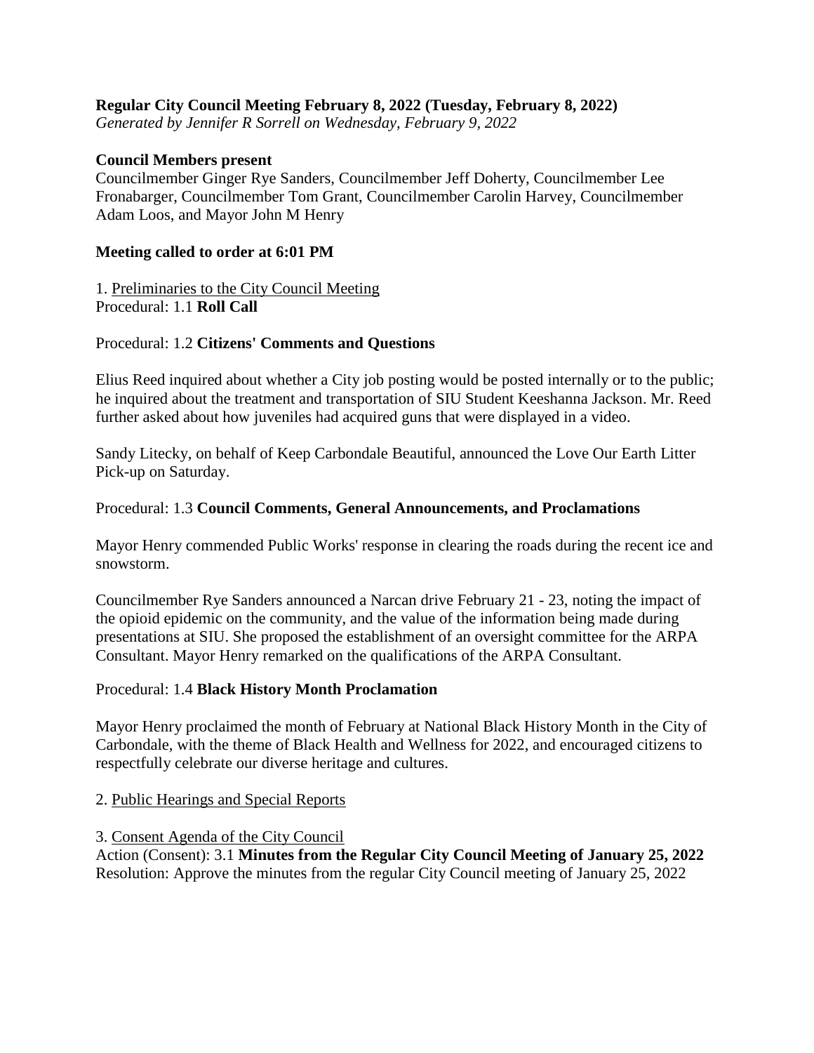**Regular City Council Meeting February 8, 2022 (Tuesday, February 8, 2022)**
*Generated by Jennifer R Sorrell on Wednesday, February 9, 2022*

**Council Members present**
Councilmember Ginger Rye Sanders, Councilmember Jeff Doherty, Councilmember Lee Fronabarger, Councilmember Tom Grant, Councilmember Carolin Harvey, Councilmember Adam Loos, and Mayor John M Henry

**Meeting called to order at 6:01 PM**

1. Preliminaries to the City Council Meeting
Procedural: 1.1 **Roll Call**

Procedural: 1.2 **Citizens' Comments and Questions**

Elius Reed inquired about whether a City job posting would be posted internally or to the public; he inquired about the treatment and transportation of SIU Student Keeshanna Jackson. Mr. Reed further asked about how juveniles had acquired guns that were displayed in a video.

Sandy Litecky, on behalf of Keep Carbondale Beautiful, announced the Love Our Earth Litter Pick-up on Saturday.

Procedural: 1.3 **Council Comments, General Announcements, and Proclamations**

Mayor Henry commended Public Works' response in clearing the roads during the recent ice and snowstorm.

Councilmember Rye Sanders announced a Narcan drive February 21 - 23, noting the impact of the opioid epidemic on the community, and the value of the information being made during presentations at SIU. She proposed the establishment of an oversight committee for the ARPA Consultant. Mayor Henry remarked on the qualifications of the ARPA Consultant.

Procedural: 1.4 **Black History Month Proclamation**

Mayor Henry proclaimed the month of February at National Black History Month in the City of Carbondale, with the theme of Black Health and Wellness for 2022, and encouraged citizens to respectfully celebrate our diverse heritage and cultures.

2. Public Hearings and Special Reports

3. Consent Agenda of the City Council
Action (Consent): 3.1 **Minutes from the Regular City Council Meeting of January 25, 2022**
Resolution: Approve the minutes from the regular City Council meeting of January 25, 2022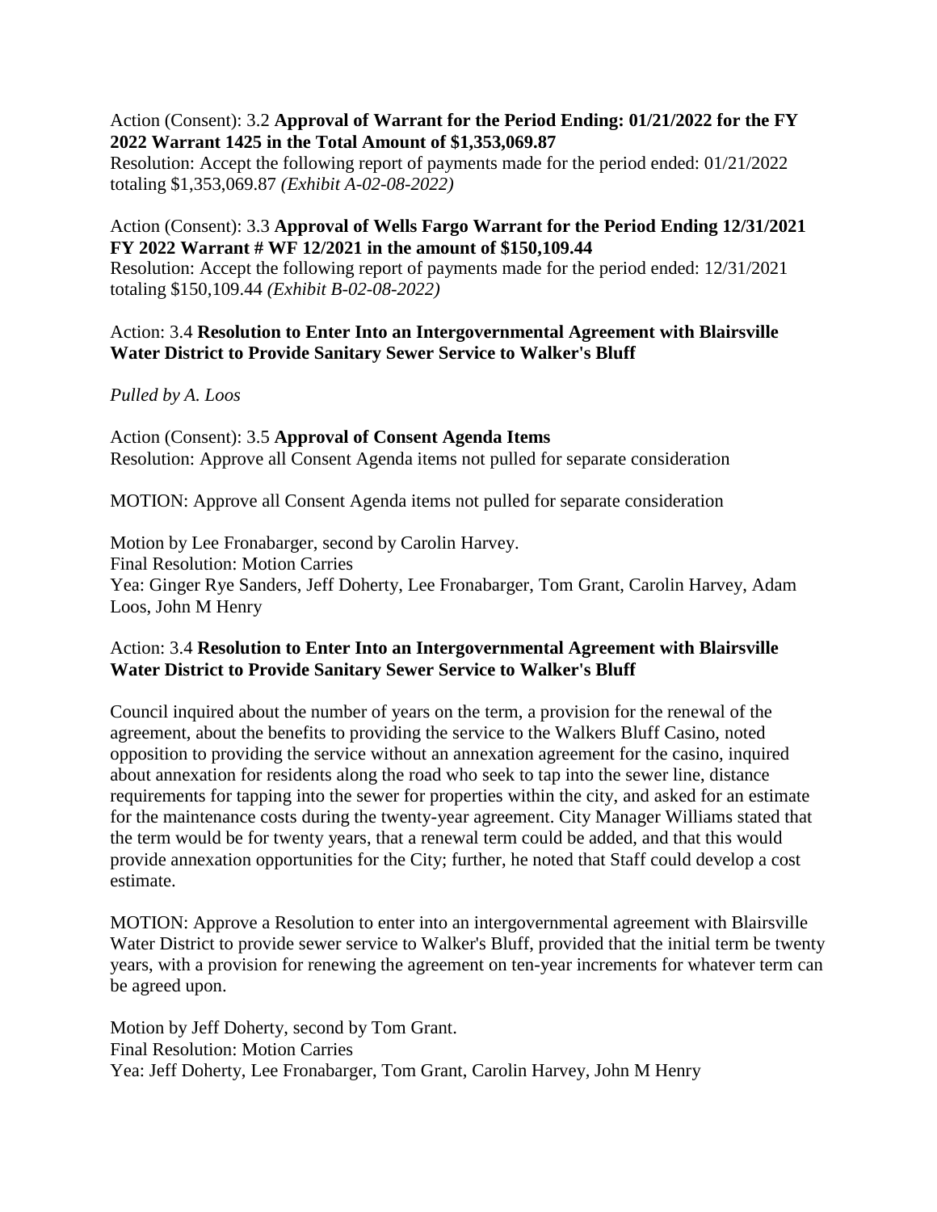Action (Consent): 3.2 **Approval of Warrant for the Period Ending: 01/21/2022 for the FY 2022 Warrant 1425 in the Total Amount of $1,353,069.87**
Resolution: Accept the following report of payments made for the period ended: 01/21/2022 totaling $1,353,069.87 *(Exhibit A-02-08-2022)*

Action (Consent): 3.3 **Approval of Wells Fargo Warrant for the Period Ending 12/31/2021 FY 2022 Warrant # WF 12/2021 in the amount of $150,109.44**
Resolution: Accept the following report of payments made for the period ended: 12/31/2021 totaling $150,109.44 *(Exhibit B-02-08-2022)*

Action: 3.4 **Resolution to Enter Into an Intergovernmental Agreement with Blairsville Water District to Provide Sanitary Sewer Service to Walker's Bluff**

*Pulled by A. Loos*

Action (Consent): 3.5 **Approval of Consent Agenda Items**
Resolution: Approve all Consent Agenda items not pulled for separate consideration

MOTION: Approve all Consent Agenda items not pulled for separate consideration

Motion by Lee Fronabarger, second by Carolin Harvey.
Final Resolution: Motion Carries
Yea: Ginger Rye Sanders, Jeff Doherty, Lee Fronabarger, Tom Grant, Carolin Harvey, Adam Loos, John M Henry

Action: 3.4 **Resolution to Enter Into an Intergovernmental Agreement with Blairsville Water District to Provide Sanitary Sewer Service to Walker's Bluff**

Council inquired about the number of years on the term, a provision for the renewal of the agreement, about the benefits to providing the service to the Walkers Bluff Casino, noted opposition to providing the service without an annexation agreement for the casino, inquired about annexation for residents along the road who seek to tap into the sewer line, distance requirements for tapping into the sewer for properties within the city, and asked for an estimate for the maintenance costs during the twenty-year agreement. City Manager Williams stated that the term would be for twenty years, that a renewal term could be added, and that this would provide annexation opportunities for the City; further, he noted that Staff could develop a cost estimate.

MOTION: Approve a Resolution to enter into an intergovernmental agreement with Blairsville Water District to provide sewer service to Walker's Bluff, provided that the initial term be twenty years, with a provision for renewing the agreement on ten-year increments for whatever term can be agreed upon.

Motion by Jeff Doherty, second by Tom Grant.
Final Resolution: Motion Carries
Yea: Jeff Doherty, Lee Fronabarger, Tom Grant, Carolin Harvey, John M Henry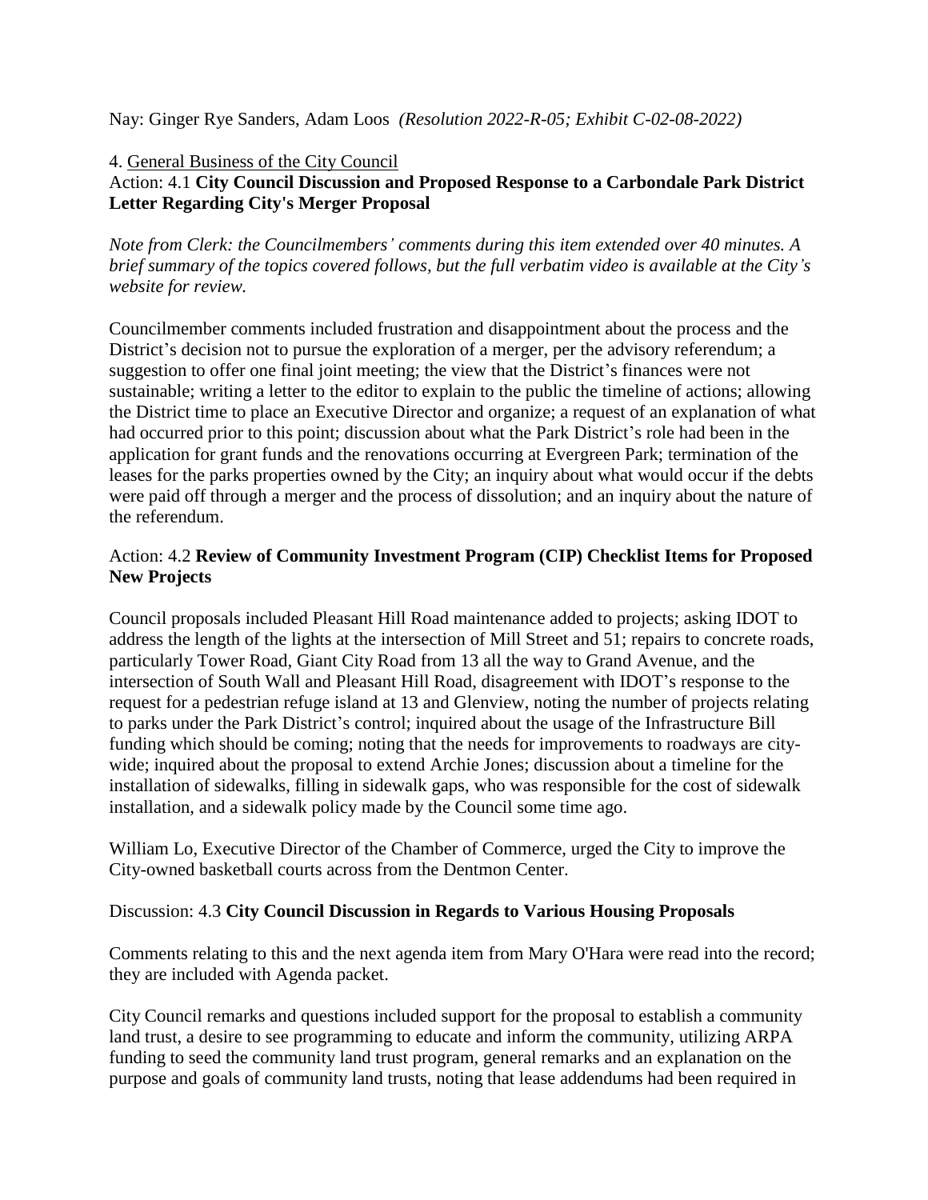Nay: Ginger Rye Sanders, Adam Loos *(Resolution 2022-R-05; Exhibit C-02-08-2022)*

4. General Business of the City Council

Action: 4.1 **City Council Discussion and Proposed Response to a Carbondale Park District Letter Regarding City's Merger Proposal**

*Note from Clerk: the Councilmembers' comments during this item extended over 40 minutes. A brief summary of the topics covered follows, but the full verbatim video is available at the City's website for review.*

Councilmember comments included frustration and disappointment about the process and the District's decision not to pursue the exploration of a merger, per the advisory referendum; a suggestion to offer one final joint meeting; the view that the District's finances were not sustainable; writing a letter to the editor to explain to the public the timeline of actions; allowing the District time to place an Executive Director and organize; a request of an explanation of what had occurred prior to this point; discussion about what the Park District's role had been in the application for grant funds and the renovations occurring at Evergreen Park; termination of the leases for the parks properties owned by the City; an inquiry about what would occur if the debts were paid off through a merger and the process of dissolution; and an inquiry about the nature of the referendum.

Action: 4.2 **Review of Community Investment Program (CIP) Checklist Items for Proposed New Projects**

Council proposals included Pleasant Hill Road maintenance added to projects; asking IDOT to address the length of the lights at the intersection of Mill Street and 51; repairs to concrete roads, particularly Tower Road, Giant City Road from 13 all the way to Grand Avenue, and the intersection of South Wall and Pleasant Hill Road, disagreement with IDOT's response to the request for a pedestrian refuge island at 13 and Glenview, noting the number of projects relating to parks under the Park District's control; inquired about the usage of the Infrastructure Bill funding which should be coming; noting that the needs for improvements to roadways are city-wide; inquired about the proposal to extend Archie Jones; discussion about a timeline for the installation of sidewalks, filling in sidewalk gaps, who was responsible for the cost of sidewalk installation, and a sidewalk policy made by the Council some time ago.

William Lo, Executive Director of the Chamber of Commerce, urged the City to improve the City-owned basketball courts across from the Dentmon Center.

Discussion: 4.3 **City Council Discussion in Regards to Various Housing Proposals**

Comments relating to this and the next agenda item from Mary O'Hara were read into the record; they are included with Agenda packet.

City Council remarks and questions included support for the proposal to establish a community land trust, a desire to see programming to educate and inform the community, utilizing ARPA funding to seed the community land trust program, general remarks and an explanation on the purpose and goals of community land trusts, noting that lease addendums had been required in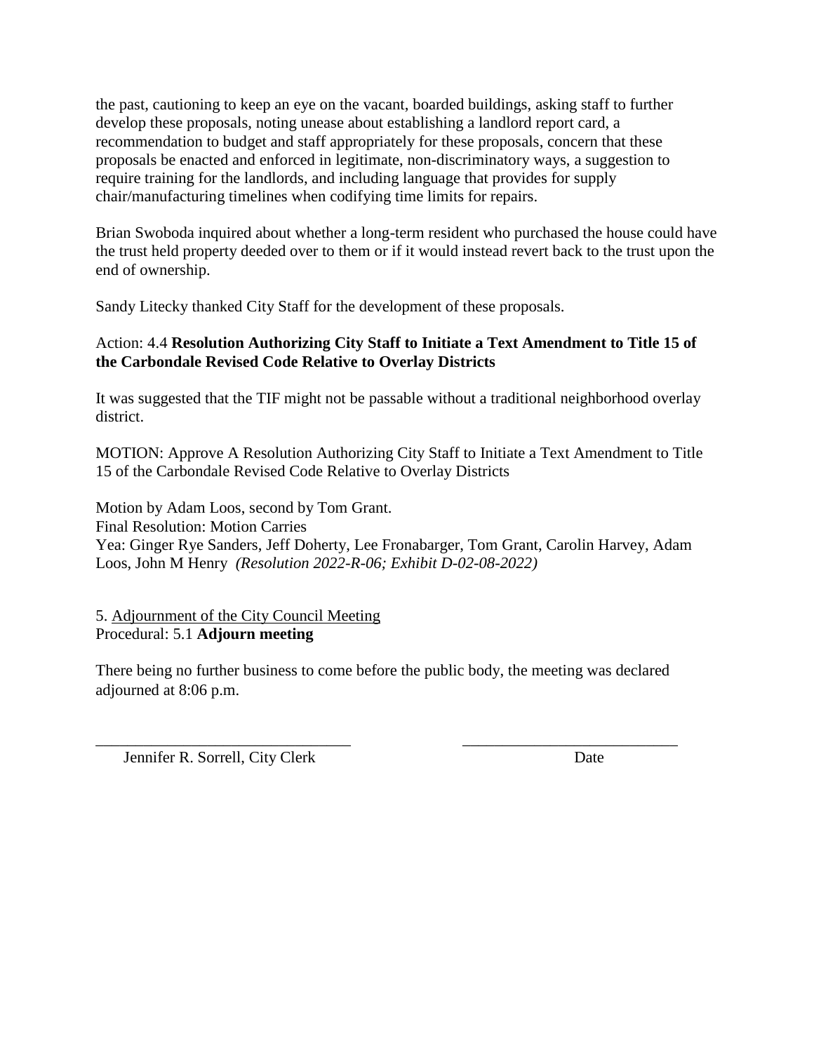the past, cautioning to keep an eye on the vacant, boarded buildings, asking staff to further develop these proposals, noting unease about establishing a landlord report card, a recommendation to budget and staff appropriately for these proposals, concern that these proposals be enacted and enforced in legitimate, non-discriminatory ways, a suggestion to require training for the landlords, and including language that provides for supply chair/manufacturing timelines when codifying time limits for repairs.

Brian Swoboda inquired about whether a long-term resident who purchased the house could have the trust held property deeded over to them or if it would instead revert back to the trust upon the end of ownership.

Sandy Litecky thanked City Staff for the development of these proposals.

Action: 4.4 **Resolution Authorizing City Staff to Initiate a Text Amendment to Title 15 of the Carbondale Revised Code Relative to Overlay Districts**

It was suggested that the TIF might not be passable without a traditional neighborhood overlay district.

MOTION: Approve A Resolution Authorizing City Staff to Initiate a Text Amendment to Title 15 of the Carbondale Revised Code Relative to Overlay Districts

Motion by Adam Loos, second by Tom Grant.
Final Resolution: Motion Carries
Yea: Ginger Rye Sanders, Jeff Doherty, Lee Fronabarger, Tom Grant, Carolin Harvey, Adam Loos, John M Henry *(Resolution 2022-R-06; Exhibit D-02-08-2022)*

5. Adjournment of the City Council Meeting
Procedural: 5.1 **Adjourn meeting**

There being no further business to come before the public body, the meeting was declared adjourned at 8:06 p.m.

_______________________________ ___________________________
Jennifer R. Sorrell, City Clerk Date